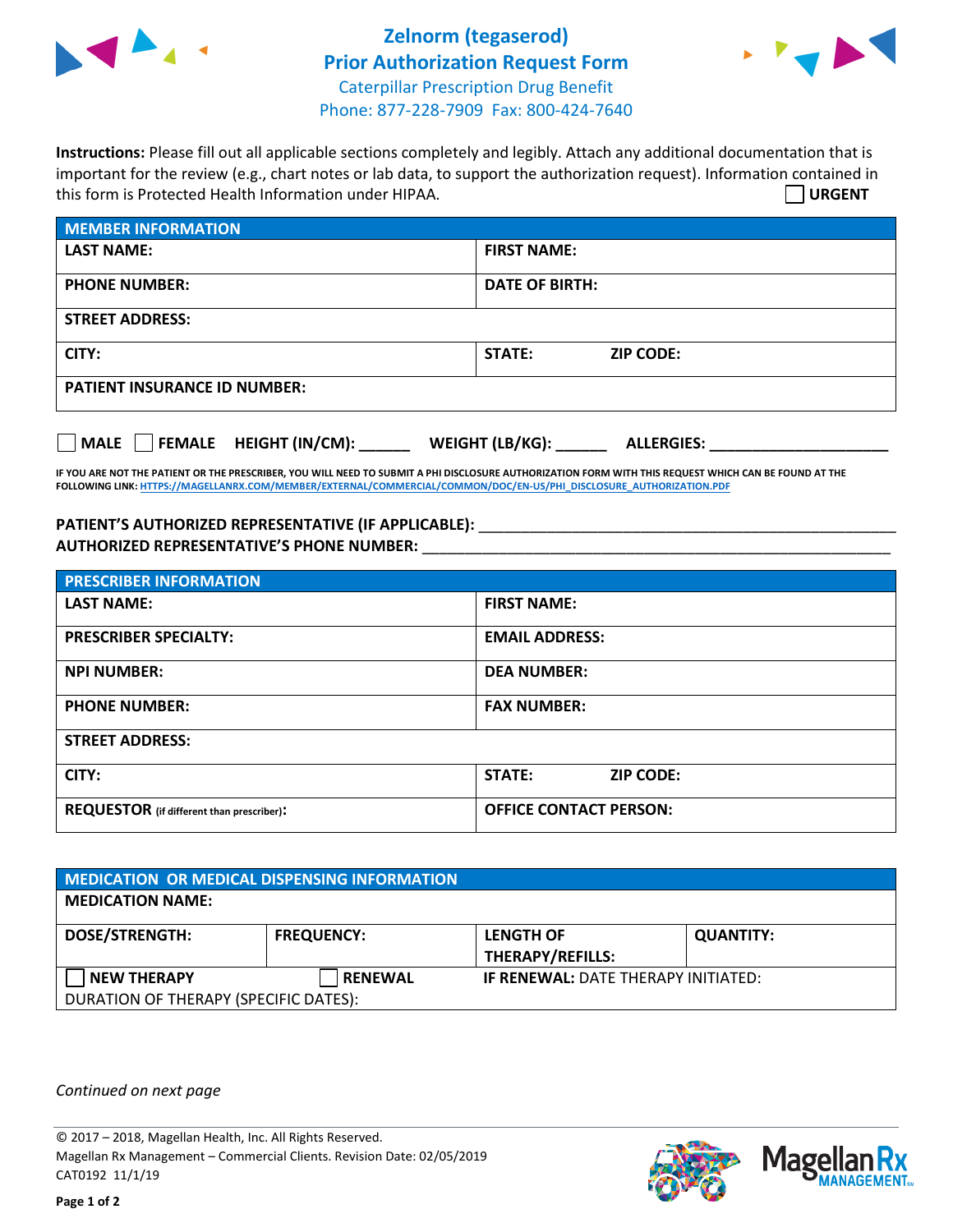# Zelnorm (tegaserod)
# Prior Authorization Request Form

Caterpillar Prescription Drug Benefit
Phone: 877-228-7909 Fax: 800-424-7640

**Instructions:** Please fill out all applicable sections completely and legibly. Attach any additional documentation that is important for the review (e.g., chart notes or lab data, to support the authorization request). Information contained in this form is Protected Health Information under HIPAA.

☐ **URGENT**

| **MEMBER INFORMATION** | |
|---|---|
| **LAST NAME:** | **FIRST NAME:** |
| **PHONE NUMBER:** | **DATE OF BIRTH:** |
| **STREET ADDRESS:** | |
| **CITY:** | **STATE:** **ZIP CODE:** |
| **PATIENT INSURANCE ID NUMBER:** | |

☐ **MALE** ☐ **FEMALE** **HEIGHT (IN/CM):** ______ **WEIGHT (LB/KG):** ______ **ALLERGIES:** ____________________

**IF YOU ARE NOT THE PATIENT OR THE PRESCRIBER, YOU WILL NEED TO SUBMIT A PHI DISCLOSURE AUTHORIZATION FORM WITH THIS REQUEST WHICH CAN BE FOUND AT THE FOLLOWING LINK: HTTPS://MAGELLANRX.COM/MEMBER/EXTERNAL/COMMERCIAL/COMMON/DOC/EN-US/PHI_DISCLOSURE_AUTHORIZATION.PDF**

**PATIENT'S AUTHORIZED REPRESENTATIVE (IF APPLICABLE):** ____________________

**AUTHORIZED REPRESENTATIVE'S PHONE NUMBER:** ____________________

| **PRESCRIBER INFORMATION** | |
|---|---|
| **LAST NAME:** | **FIRST NAME:** |
| **PRESCRIBER SPECIALTY:** | **EMAIL ADDRESS:** |
| **NPI NUMBER:** | **DEA NUMBER:** |
| **PHONE NUMBER:** | **FAX NUMBER:** |
| **STREET ADDRESS:** | |
| **CITY:** | **STATE:** **ZIP CODE:** |
| **REQUESTOR** (if different than prescriber)**:** | **OFFICE CONTACT PERSON:** |

| **MEDICATION OR MEDICAL DISPENSING INFORMATION** | | | |
|---|---|---|---|
| **MEDICATION NAME:** | | | |
| **DOSE/STRENGTH:** | **FREQUENCY:** | **LENGTH OF THERAPY/REFILLS:** | **QUANTITY:** |
| ☐ **NEW THERAPY** | ☐ **RENEWAL** | **IF RENEWAL:** DATE THERAPY INITIATED: | |
| DURATION OF THERAPY (SPECIFIC DATES): | | | |

*Continued on next page*

© 2017 – 2018, Magellan Health, Inc. All Rights Reserved.
Magellan Rx Management – Commercial Clients. Revision Date: 02/05/2019
CAT0192 11/1/19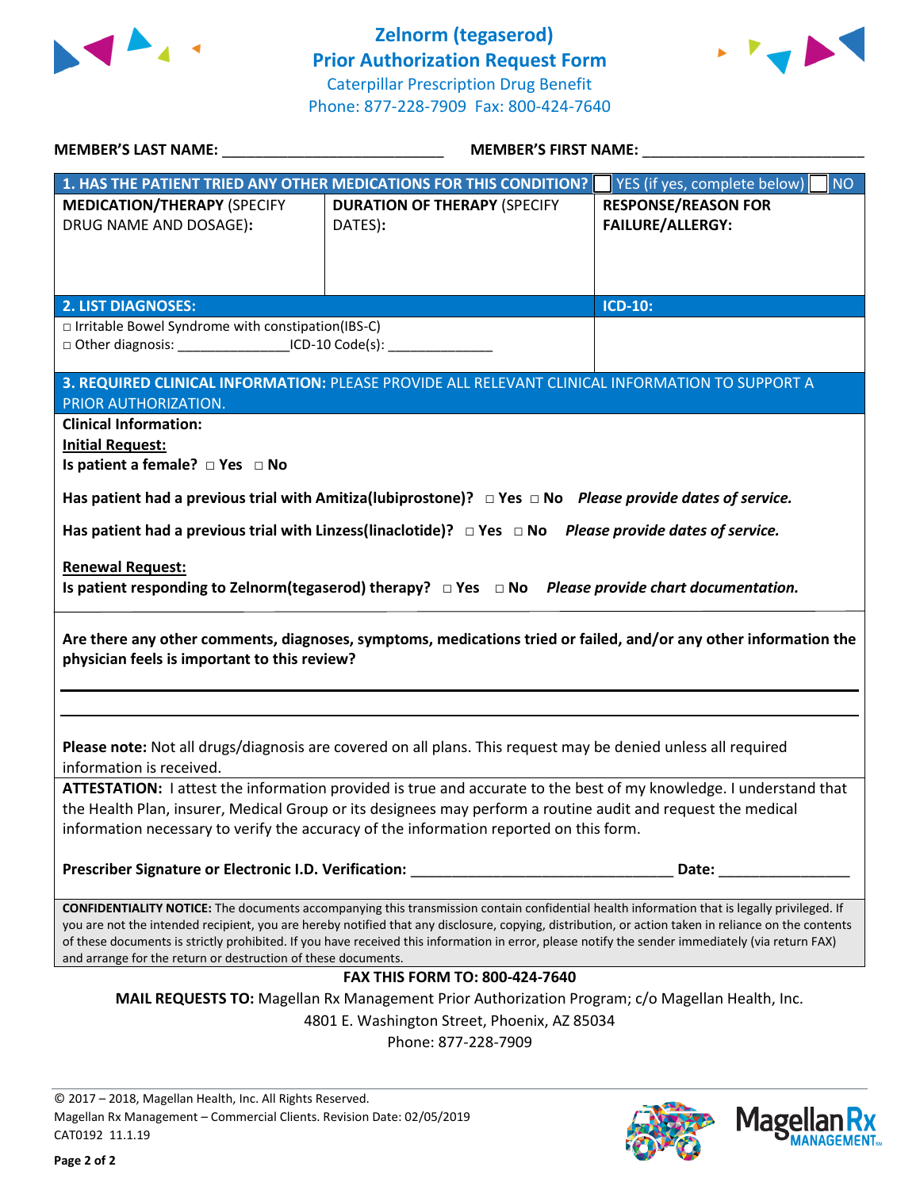# Zelnorm (tegaserod) Prior Authorization Request Form

Caterpillar Prescription Drug Benefit

Phone: 877-228-7909 Fax: 800-424-7640

**MEMBER'S LAST NAME:** ___________________________ **MEMBER'S FIRST NAME:** ___________________________

| **1. HAS THE PATIENT TRIED ANY OTHER MEDICATIONS FOR THIS CONDITION?** | | ☐ YES (if yes, complete below) ☐ NO |
|---|---|---|
| **MEDICATION/THERAPY** (SPECIFY DRUG NAME AND DOSAGE)**:** | **DURATION OF THERAPY** (SPECIFY DATES)**:** | **RESPONSE/REASON FOR FAILURE/ALLERGY:** |
| | | |

| **2. LIST DIAGNOSES:** | **ICD-10:** |
|---|---|
| □ Irritable Bowel Syndrome with constipation(IBS-C)<br>□ Other diagnosis: _______________ICD-10 Code(s): ______________ | |

**3. REQUIRED CLINICAL INFORMATION:** PLEASE PROVIDE ALL RELEVANT CLINICAL INFORMATION TO SUPPORT A PRIOR AUTHORIZATION.

**Clinical Information:**

**Initial Request:**

**Is patient a female?** □ **Yes** □ **No**

**Has patient had a previous trial with Amitiza(lubiprostone)?** □ **Yes** □ **No** ***Please provide dates of service.***

**Has patient had a previous trial with Linzess(linaclotide)?** □ **Yes** □ **No** ***Please provide dates of service.***

**Renewal Request:**

**Is patient responding to Zelnorm(tegaserod) therapy?** □ **Yes** □ **No** ***Please provide chart documentation.***

**Are there any other comments, diagnoses, symptoms, medications tried or failed, and/or any other information the physician feels is important to this review?**

_______________________________________________________________

_______________________________________________________________

**Please note:** Not all drugs/diagnosis are covered on all plans. This request may be denied unless all required information is received.

**ATTESTATION:** I attest the information provided is true and accurate to the best of my knowledge. I understand that the Health Plan, insurer, Medical Group or its designees may perform a routine audit and request the medical information necessary to verify the accuracy of the information reported on this form.

**Prescriber Signature or Electronic I.D. Verification:** ________________________________ **Date:** ________________

**CONFIDENTIALITY NOTICE:** The documents accompanying this transmission contain confidential health information that is legally privileged. If you are not the intended recipient, you are hereby notified that any disclosure, copying, distribution, or action taken in reliance on the contents of these documents is strictly prohibited. If you have received this information in error, please notify the sender immediately (via return FAX) and arrange for the return or destruction of these documents.

**FAX THIS FORM TO: 800-424-7640**

**MAIL REQUESTS TO:** Magellan Rx Management Prior Authorization Program; c/o Magellan Health, Inc.

4801 E. Washington Street, Phoenix, AZ 85034

Phone: 877-228-7909

© 2017 – 2018, Magellan Health, Inc. All Rights Reserved.
Magellan Rx Management – Commercial Clients. Revision Date: 02/05/2019
CAT0192 11.1.19